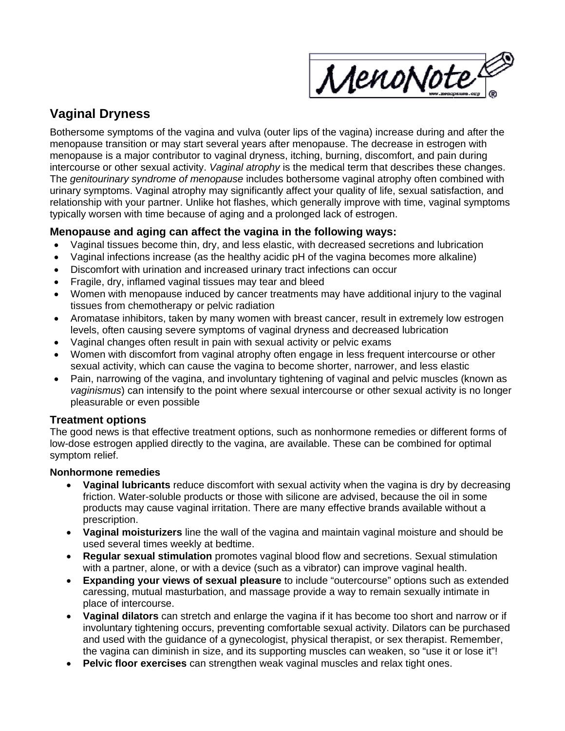# Vaginal Dryness

Bothersome symptoms of the vagina and vulva (outer lips of the vagina) increase during and after the menopause transition or may start several years after menopause. The decrease in estrogen with menopause is a major contributor to vaginal dryness, itching, burning, discomfort, and pain during intercourse or other sexual activity. *Vaginal atrophy* is the medical term that describes these changes. The *genitourinary syndrome of menopause* includes bothersome vaginal atrophy often combined with urinary symptoms. Vaginal atrophy may significantly affect your quality of life, sexual satisfaction, and relationship with your partner. Unlike hot flashes, which generally improve with time, vaginal symptoms typically worsen with time because of aging and a prolonged lack of estrogen.

## Menopause and aging can affect the vagina in the following ways:

- Vaginal tissues become thin, dry, and less elastic, with decreased secretions and lubrication
- Vaginal infections increase (as the healthy acidic pH of the vagina becomes more alkaline)
- Discomfort with urination and increased urinary tract infections can occur
- Fragile, dry, inflamed vaginal tissues may tear and bleed
- Women with menopause induced by cancer treatments may have additional injury to the vaginal tissues from chemotherapy or pelvic radiation
- Aromatase inhibitors, taken by many women with breast cancer, result in extremely low estrogen levels, often causing severe symptoms of vaginal dryness and decreased lubrication
- Vaginal changes often result in pain with sexual activity or pelvic exams
- Women with discomfort from vaginal atrophy often engage in less frequent intercourse or other sexual activity, which can cause the vagina to become shorter, narrower, and less elastic
- Pain, narrowing of the vagina, and involuntary tightening of vaginal and pelvic muscles (known as *vaginismus*) can intensify to the point where sexual intercourse or other sexual activity is no longer pleasurable or even possible

## Treatment options

The good news is that effective treatment options, such as nonhormone remedies or different forms of low-dose estrogen applied directly to the vagina, are available. These can be combined for optimal symptom relief.

### Nonhormone remedies

- **Vaginal lubricants** reduce discomfort with sexual activity when the vagina is dry by decreasing friction. Water-soluble products or those with silicone are advised, because the oil in some products may cause vaginal irritation. There are many effective brands available without a prescription.
- **Vaginal moisturizers** line the wall of the vagina and maintain vaginal moisture and should be used several times weekly at bedtime.
- **Regular sexual stimulation** promotes vaginal blood flow and secretions. Sexual stimulation with a partner, alone, or with a device (such as a vibrator) can improve vaginal health.
- **Expanding your views of sexual pleasure** to include "outercourse" options such as extended caressing, mutual masturbation, and massage provide a way to remain sexually intimate in place of intercourse.
- **Vaginal dilators** can stretch and enlarge the vagina if it has become too short and narrow or if involuntary tightening occurs, preventing comfortable sexual activity. Dilators can be purchased and used with the guidance of a gynecologist, physical therapist, or sex therapist. Remember, the vagina can diminish in size, and its supporting muscles can weaken, so "use it or lose it"!
- **Pelvic floor exercises** can strengthen weak vaginal muscles and relax tight ones.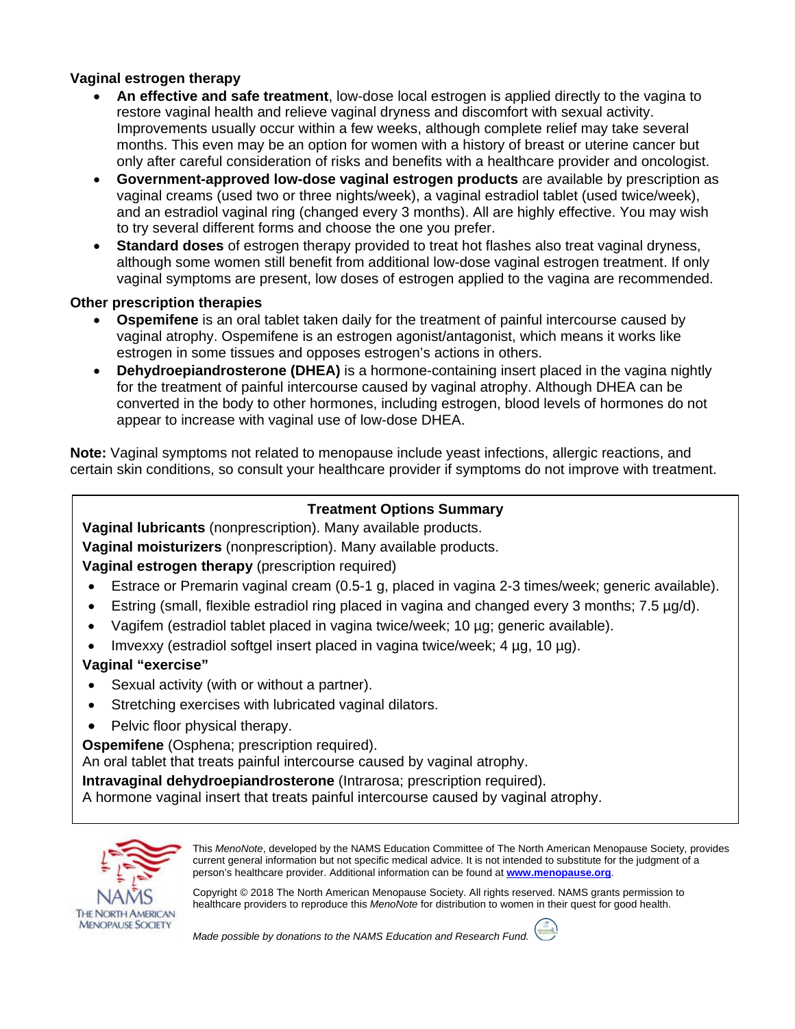### Vaginal estrogen therapy

- **An effective and safe treatment**, low-dose local estrogen is applied directly to the vagina to restore vaginal health and relieve vaginal dryness and discomfort with sexual activity. Improvements usually occur within a few weeks, although complete relief may take several months. This even may be an option for women with a history of breast or uterine cancer but only after careful consideration of risks and benefits with a healthcare provider and oncologist.
- **Government-approved low-dose vaginal estrogen products** are available by prescription as vaginal creams (used two or three nights/week), a vaginal estradiol tablet (used twice/week), and an estradiol vaginal ring (changed every 3 months). All are highly effective. You may wish to try several different forms and choose the one you prefer.
- **Standard doses** of estrogen therapy provided to treat hot flashes also treat vaginal dryness, although some women still benefit from additional low-dose vaginal estrogen treatment. If only vaginal symptoms are present, low doses of estrogen applied to the vagina are recommended.

### Other prescription therapies

- **Ospemifene** is an oral tablet taken daily for the treatment of painful intercourse caused by vaginal atrophy. Ospemifene is an estrogen agonist/antagonist, which means it works like estrogen in some tissues and opposes estrogen's actions in others.
- **Dehydroepiandrosterone (DHEA)** is a hormone-containing insert placed in the vagina nightly for the treatment of painful intercourse caused by vaginal atrophy. Although DHEA can be converted in the body to other hormones, including estrogen, blood levels of hormones do not appear to increase with vaginal use of low-dose DHEA.

**Note:** Vaginal symptoms not related to menopause include yeast infections, allergic reactions, and certain skin conditions, so consult your healthcare provider if symptoms do not improve with treatment.

### Treatment Options Summary

**Vaginal lubricants** (nonprescription). Many available products.

**Vaginal moisturizers** (nonprescription). Many available products.

**Vaginal estrogen therapy** (prescription required)

- Estrace or Premarin vaginal cream (0.5-1 g, placed in vagina 2-3 times/week; generic available).
- Estring (small, flexible estradiol ring placed in vagina and changed every 3 months; 7.5 µg/d).
- Vagifem (estradiol tablet placed in vagina twice/week; 10 µg; generic available).
- Imvexxy (estradiol softgel insert placed in vagina twice/week; 4 µg, 10 µg).

**Vaginal "exercise"**

- Sexual activity (with or without a partner).
- Stretching exercises with lubricated vaginal dilators.
- Pelvic floor physical therapy.

**Ospemifene** (Osphena; prescription required).
An oral tablet that treats painful intercourse caused by vaginal atrophy.

**Intravaginal dehydroepiandrosterone** (Intrarosa; prescription required).
A hormone vaginal insert that treats painful intercourse caused by vaginal atrophy.

NAMS
The North American Menopause Society

This *MenoNote*, developed by the NAMS Education Committee of The North American Menopause Society, provides current general information but not specific medical advice. It is not intended to substitute for the judgment of a person's healthcare provider. Additional information can be found at [www.menopause.org](www.menopause.org).

Copyright © 2018 The North American Menopause Society. All rights reserved. NAMS grants permission to healthcare providers to reproduce this *MenoNote* for distribution to women in their quest for good health.

*Made possible by donations to the NAMS Education and Research Fund.*